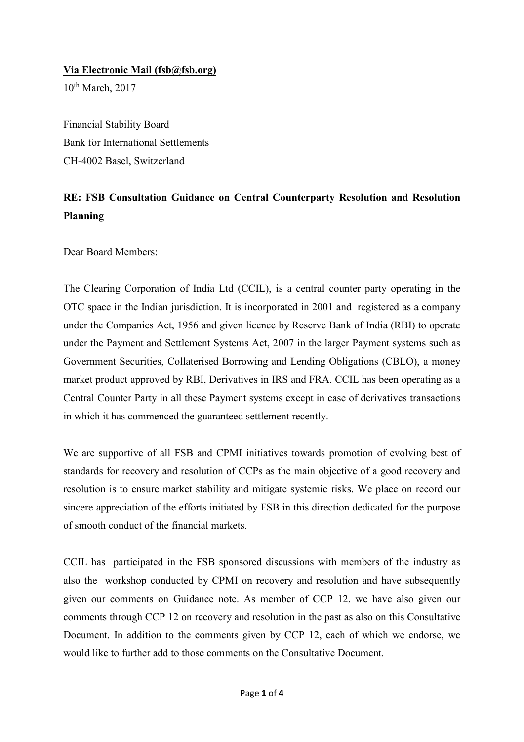**Via Electronic Mail (fsb@fsb.org)**

10th March, 2017

Financial Stability Board
Bank for International Settlements
CH-4002 Basel, Switzerland

**RE: FSB Consultation Guidance on Central Counterparty Resolution and Resolution Planning**

Dear Board Members:

The Clearing Corporation of India Ltd (CCIL), is a central counter party operating in the OTC space in the Indian jurisdiction. It is incorporated in 2001 and registered as a company under the Companies Act, 1956 and given licence by Reserve Bank of India (RBI) to operate under the Payment and Settlement Systems Act, 2007 in the larger Payment systems such as Government Securities, Collaterised Borrowing and Lending Obligations (CBLO), a money market product approved by RBI, Derivatives in IRS and FRA. CCIL has been operating as a Central Counter Party in all these Payment systems except in case of derivatives transactions in which it has commenced the guaranteed settlement recently.

We are supportive of all FSB and CPMI initiatives towards promotion of evolving best of standards for recovery and resolution of CCPs as the main objective of a good recovery and resolution is to ensure market stability and mitigate systemic risks. We place on record our sincere appreciation of the efforts initiated by FSB in this direction dedicated for the purpose of smooth conduct of the financial markets.

CCIL has participated in the FSB sponsored discussions with members of the industry as also the workshop conducted by CPMI on recovery and resolution and have subsequently given our comments on Guidance note. As member of CCP 12, we have also given our comments through CCP 12 on recovery and resolution in the past as also on this Consultative Document. In addition to the comments given by CCP 12, each of which we endorse, we would like to further add to those comments on the Consultative Document.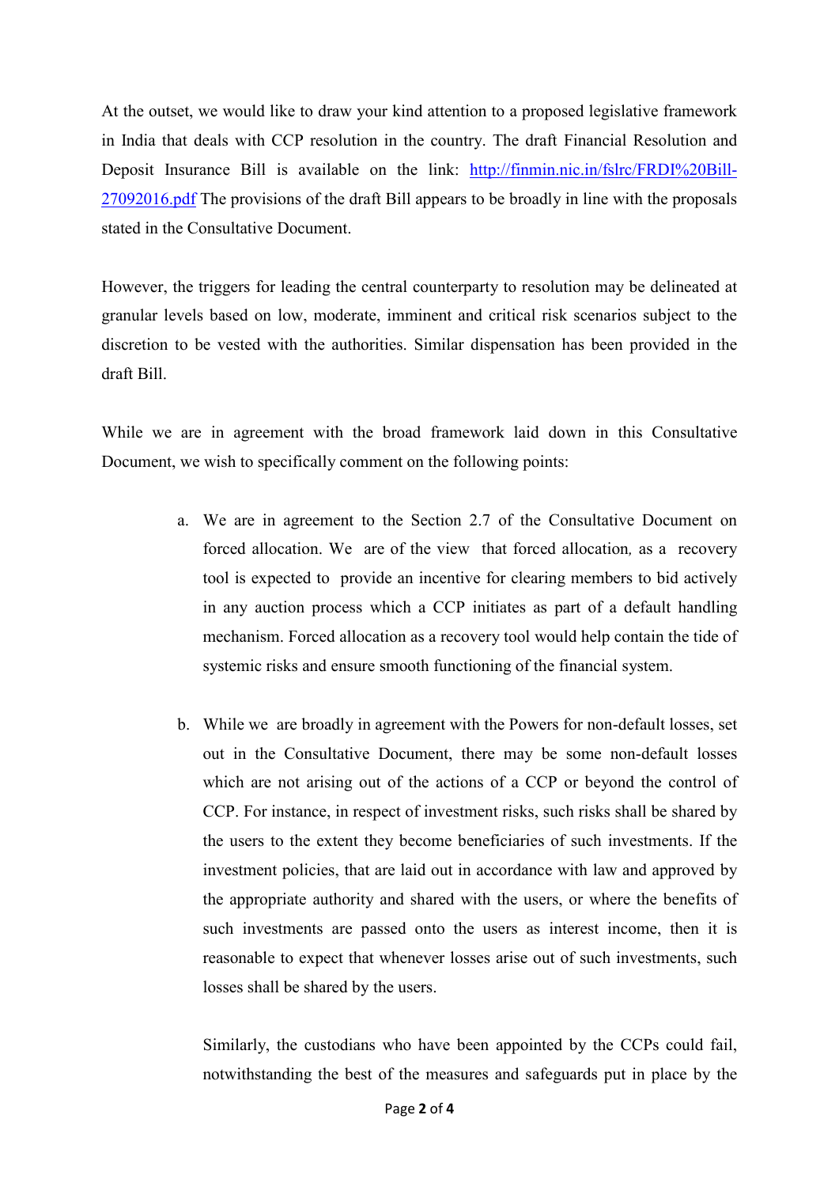At the outset, we would like to draw your kind attention to a proposed legislative framework in India that deals with CCP resolution in the country. The draft Financial Resolution and Deposit Insurance Bill is available on the link: [http://finmin.nic.in/fslrc/FRDI%20Bill-27092016.pdf](http://finmin.nic.in/fslrc/FRDI%20Bill-27092016.pdf) The provisions of the draft Bill appears to be broadly in line with the proposals stated in the Consultative Document.

However, the triggers for leading the central counterparty to resolution may be delineated at granular levels based on low, moderate, imminent and critical risk scenarios subject to the discretion to be vested with the authorities. Similar dispensation has been provided in the draft Bill.

While we are in agreement with the broad framework laid down in this Consultative Document, we wish to specifically comment on the following points:

a. We are in agreement to the Section 2.7 of the Consultative Document on forced allocation. We are of the view that forced allocation, as a recovery tool is expected to provide an incentive for clearing members to bid actively in any auction process which a CCP initiates as part of a default handling mechanism. Forced allocation as a recovery tool would help contain the tide of systemic risks and ensure smooth functioning of the financial system.

b. While we are broadly in agreement with the Powers for non-default losses, set out in the Consultative Document, there may be some non-default losses which are not arising out of the actions of a CCP or beyond the control of CCP. For instance, in respect of investment risks, such risks shall be shared by the users to the extent they become beneficiaries of such investments. If the investment policies, that are laid out in accordance with law and approved by the appropriate authority and shared with the users, or where the benefits of such investments are passed onto the users as interest income, then it is reasonable to expect that whenever losses arise out of such investments, such losses shall be shared by the users.

   Similarly, the custodians who have been appointed by the CCPs could fail, notwithstanding the best of the measures and safeguards put in place by the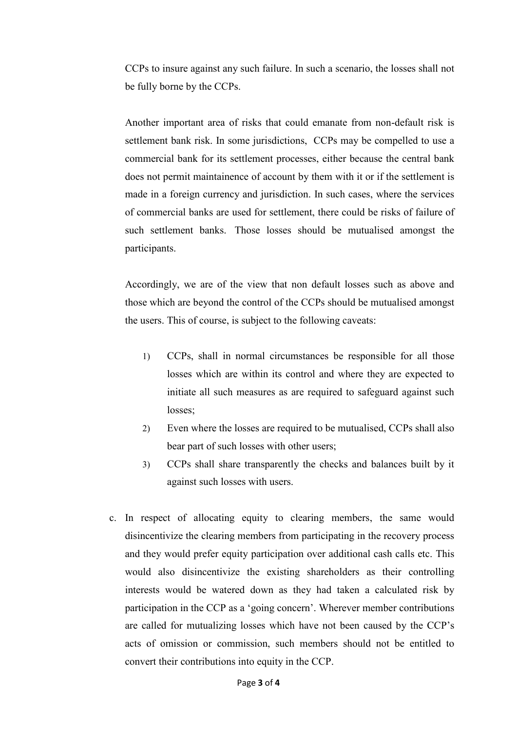CCPs to insure against any such failure. In such a scenario, the losses shall not be fully borne by the CCPs.

Another important area of risks that could emanate from non-default risk is settlement bank risk. In some jurisdictions, CCPs may be compelled to use a commercial bank for its settlement processes, either because the central bank does not permit maintainence of account by them with it or if the settlement is made in a foreign currency and jurisdiction. In such cases, where the services of commercial banks are used for settlement, there could be risks of failure of such settlement banks. Those losses should be mutualised amongst the participants.

Accordingly, we are of the view that non default losses such as above and those which are beyond the control of the CCPs should be mutualised amongst the users. This of course, is subject to the following caveats:

1) CCPs, shall in normal circumstances be responsible for all those losses which are within its control and where they are expected to initiate all such measures as are required to safeguard against such losses;
2) Even where the losses are required to be mutualised, CCPs shall also bear part of such losses with other users;
3) CCPs shall share transparently the checks and balances built by it against such losses with users.

c. In respect of allocating equity to clearing members, the same would disincentivize the clearing members from participating in the recovery process and they would prefer equity participation over additional cash calls etc. This would also disincentivize the existing shareholders as their controlling interests would be watered down as they had taken a calculated risk by participation in the CCP as a 'going concern'. Wherever member contributions are called for mutualizing losses which have not been caused by the CCP's acts of omission or commission, such members should not be entitled to convert their contributions into equity in the CCP.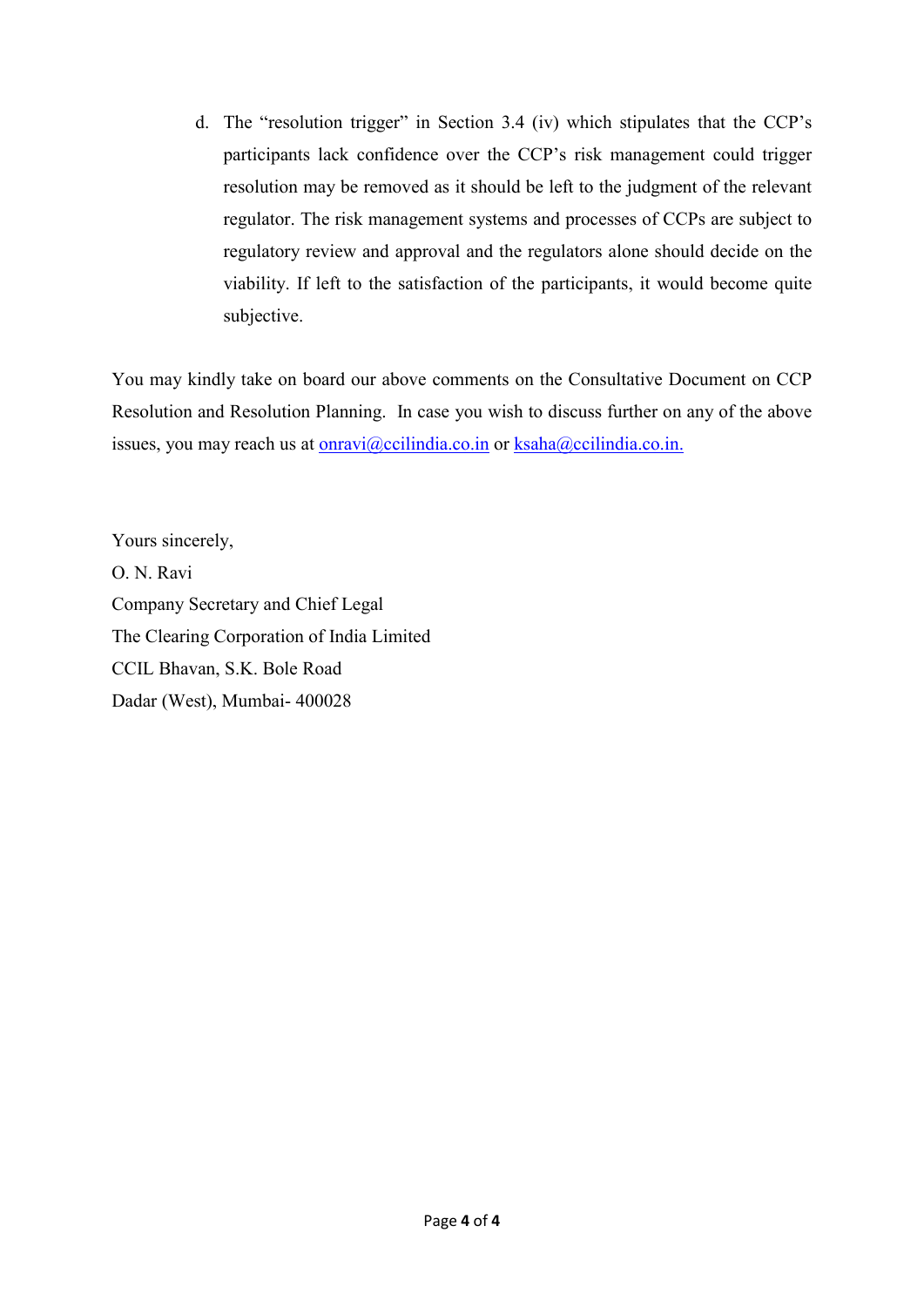d. The "resolution trigger" in Section 3.4 (iv) which stipulates that the CCP's participants lack confidence over the CCP's risk management could trigger resolution may be removed as it should be left to the judgment of the relevant regulator. The risk management systems and processes of CCPs are subject to regulatory review and approval and the regulators alone should decide on the viability. If left to the satisfaction of the participants, it would become quite subjective.

You may kindly take on board our above comments on the Consultative Document on CCP Resolution and Resolution Planning. In case you wish to discuss further on any of the above issues, you may reach us at onravi@ccilindia.co.in or ksaha@ccilindia.co.in.

Yours sincerely,
O. N. Ravi
Company Secretary and Chief Legal
The Clearing Corporation of India Limited
CCIL Bhavan, S.K. Bole Road
Dadar (West), Mumbai- 400028